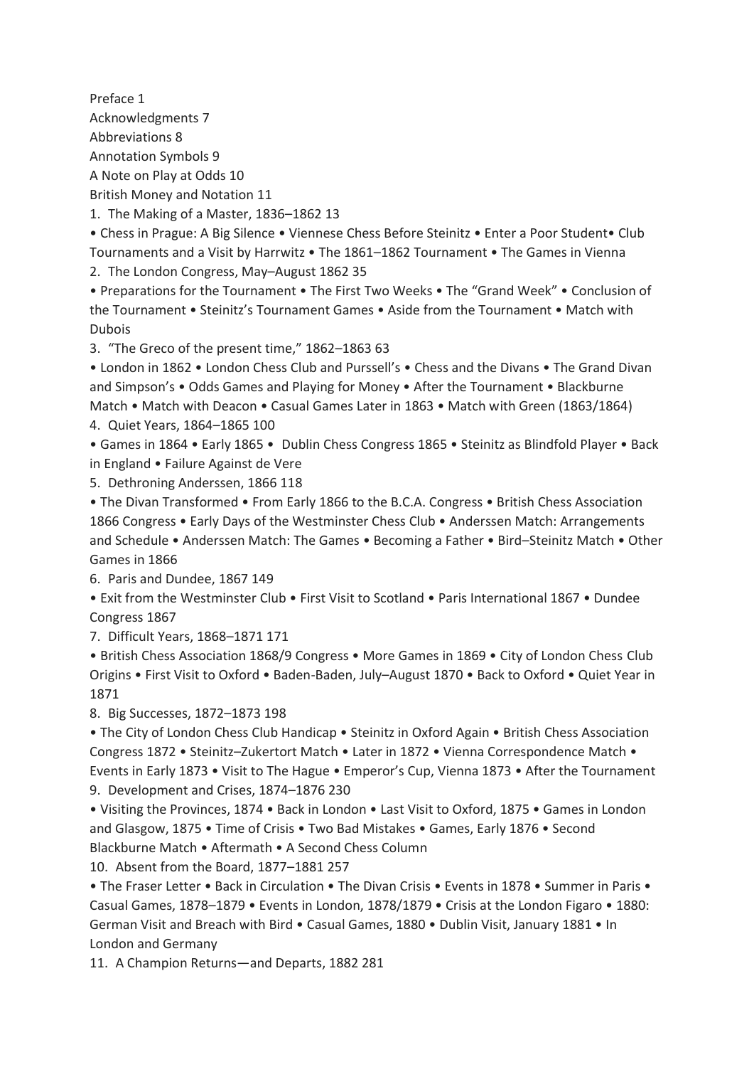Preface 1

Acknowledgments 7

Abbreviations 8

Annotation Symbols 9

A Note on Play at Odds 10

British Money and Notation 11

1. The Making of a Master, 1836–1862 13

• Chess in Prague: A Big Silence • Viennese Chess Before Steinitz • Enter a Poor Student• Club Tournaments and a Visit by Harrwitz • The 1861–1862 Tournament • The Games in Vienna

2. The London Congress, May–August 1862 35

• Preparations for the Tournament • The First Two Weeks • The "Grand Week" • Conclusion of the Tournament • Steinitz's Tournament Games • Aside from the Tournament • Match with Dubois

3. "The Greco of the present time," 1862–1863 63

• London in 1862 • London Chess Club and Purssell's • Chess and the Divans • The Grand Divan and Simpson's • Odds Games and Playing for Money • After the Tournament • Blackburne Match • Match with Deacon • Casual Games Later in 1863 • Match with Green (1863/1864)

4. Quiet Years, 1864–1865 100

• Games in 1864 • Early 1865 • Dublin Chess Congress 1865 • Steinitz as Blindfold Player • Back in England • Failure Against de Vere

5. Dethroning Anderssen, 1866 118

• The Divan Transformed • From Early 1866 to the B.C.A. Congress • British Chess Association 1866 Congress • Early Days of the Westminster Chess Club • Anderssen Match: Arrangements and Schedule • Anderssen Match: The Games • Becoming a Father • Bird–Steinitz Match • Other Games in 1866

6. Paris and Dundee, 1867 149

• Exit from the Westminster Club • First Visit to Scotland • Paris International 1867 • Dundee Congress 1867

7. Difficult Years, 1868–1871 171

• British Chess Association 1868/9 Congress • More Games in 1869 • City of London Chess Club Origins • First Visit to Oxford • Baden-Baden, July–August 1870 • Back to Oxford • Quiet Year in 1871

8. Big Successes, 1872–1873 198

• The City of London Chess Club Handicap • Steinitz in Oxford Again • British Chess Association Congress 1872 • Steinitz–Zukertort Match • Later in 1872 • Vienna Correspondence Match • Events in Early 1873 • Visit to The Hague • Emperor's Cup, Vienna 1873 • After the Tournament

9. Development and Crises, 1874–1876 230

• Visiting the Provinces, 1874 • Back in London • Last Visit to Oxford, 1875 • Games in London and Glasgow, 1875 • Time of Crisis • Two Bad Mistakes • Games, Early 1876 • Second Blackburne Match • Aftermath • A Second Chess Column

10. Absent from the Board, 1877–1881 257

• The Fraser Letter • Back in Circulation • The Divan Crisis • Events in 1878 • Summer in Paris • Casual Games, 1878–1879 • Events in London, 1878/1879 • Crisis at the London Figaro • 1880: German Visit and Breach with Bird • Casual Games, 1880 • Dublin Visit, January 1881 • In London and Germany

11. A Champion Returns—and Departs, 1882 281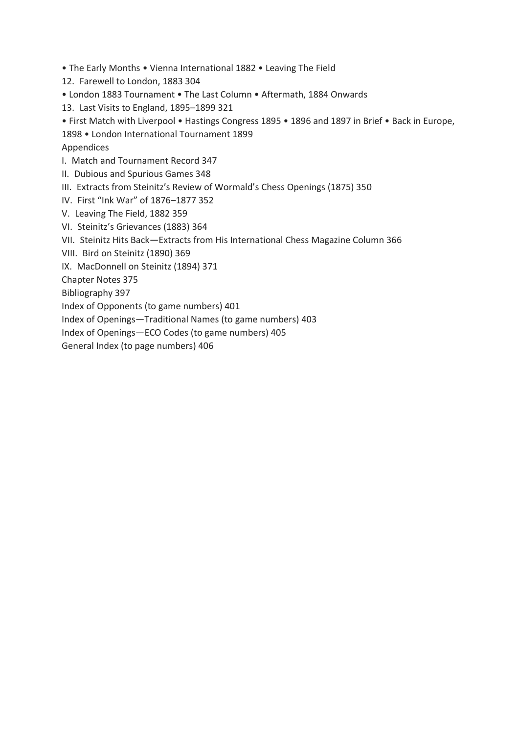• The Early Months • Vienna International 1882 • Leaving The Field

12. Farewell to London, 1883 304

• London 1883 Tournament • The Last Column • Aftermath, 1884 Onwards

13. Last Visits to England, 1895–1899 321

• First Match with Liverpool • Hastings Congress 1895 • 1896 and 1897 in Brief • Back in Europe, 1898 • London International Tournament 1899

Appendices

I. Match and Tournament Record 347

II. Dubious and Spurious Games 348

III. Extracts from Steinitz's Review of Wormald's Chess Openings (1875) 350

IV. First "Ink War" of 1876–1877 352

V. Leaving The Field, 1882 359

VI. Steinitz's Grievances (1883) 364

VII. Steinitz Hits Back—Extracts from His International Chess Magazine Column 366

VIII. Bird on Steinitz (1890) 369

IX. MacDonnell on Steinitz (1894) 371

Chapter Notes 375

Bibliography 397

Index of Opponents (to game numbers) 401

Index of Openings—Traditional Names (to game numbers) 403

Index of Openings—ECO Codes (to game numbers) 405

General Index (to page numbers) 406